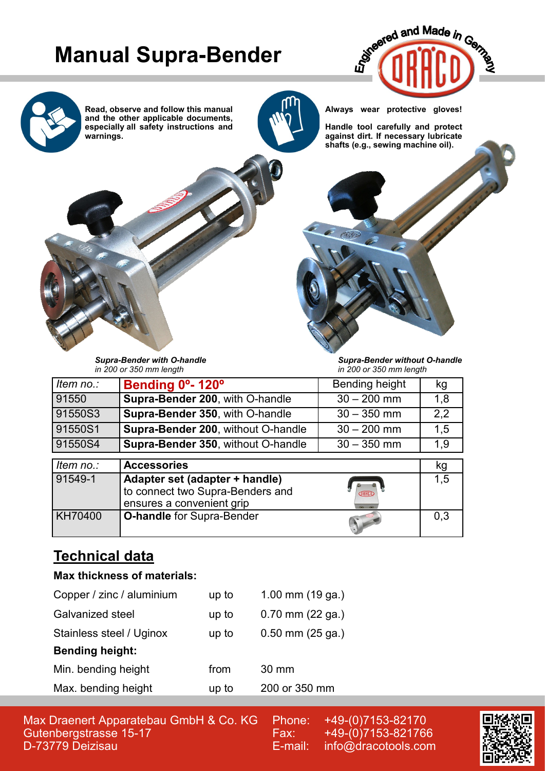# Manual Supra-Bender

Engineered and Made in Germany

DRACO

**Read, observe and follow this manual and the other applicable documents, especially all safety instructions and warnings.**

**Always wear protective gloves!**

**Handle tool carefully and protect against dirt. If necessary lubricate shafts (e.g., sewing machine oil).**

***Supra-Bender with O-handle***
*in 200 or 350 mm length*

***Supra-Bender without O-handle***
*in 200 or 350 mm length*

| *Item no.:* | **Bending 0º- 120º** | Bending height | kg |
|---|---|---|---|
| 91550 | **Supra-Bender 200**, with O-handle | 30 – 200 mm | 1,8 |
| 91550S3 | **Supra-Bender 350**, with O-handle | 30 – 350 mm | 2,2 |
| 91550S1 | **Supra-Bender 200**, without O-handle | 30 – 200 mm | 1,5 |
| 91550S4 | **Supra-Bender 350**, without O-handle | 30 – 350 mm | 1,9 |

| *Item no.:* | **Accessories** | kg |
|---|---|---|
| 91549-1 | **Adapter set (adapter + handle)** to connect two Supra-Benders and ensures a convenient grip | 1,5 |
| KH70400 | **O-handle** for Supra-Bender | 0,3 |

## Technical data

**Max thickness of materials:**

| | | |
|---|---|---|
| Copper / zinc / aluminium | up to | 1.00 mm (19 ga.) |
| Galvanized steel | up to | 0.70 mm (22 ga.) |
| Stainless steel / Uginox | up to | 0.50 mm (25 ga.) |
| **Bending height:** | | |
| Min. bending height | from | 30 mm |
| Max. bending height | up to | 200 or 350 mm |

Max Draenert Apparatebau GmbH & Co. KG
Gutenbergstrasse 15-17
D-73779 Deizisau

Phone: +49-(0)7153-82170
Fax: +49-(0)7153-821766
E-mail: info@dracotools.com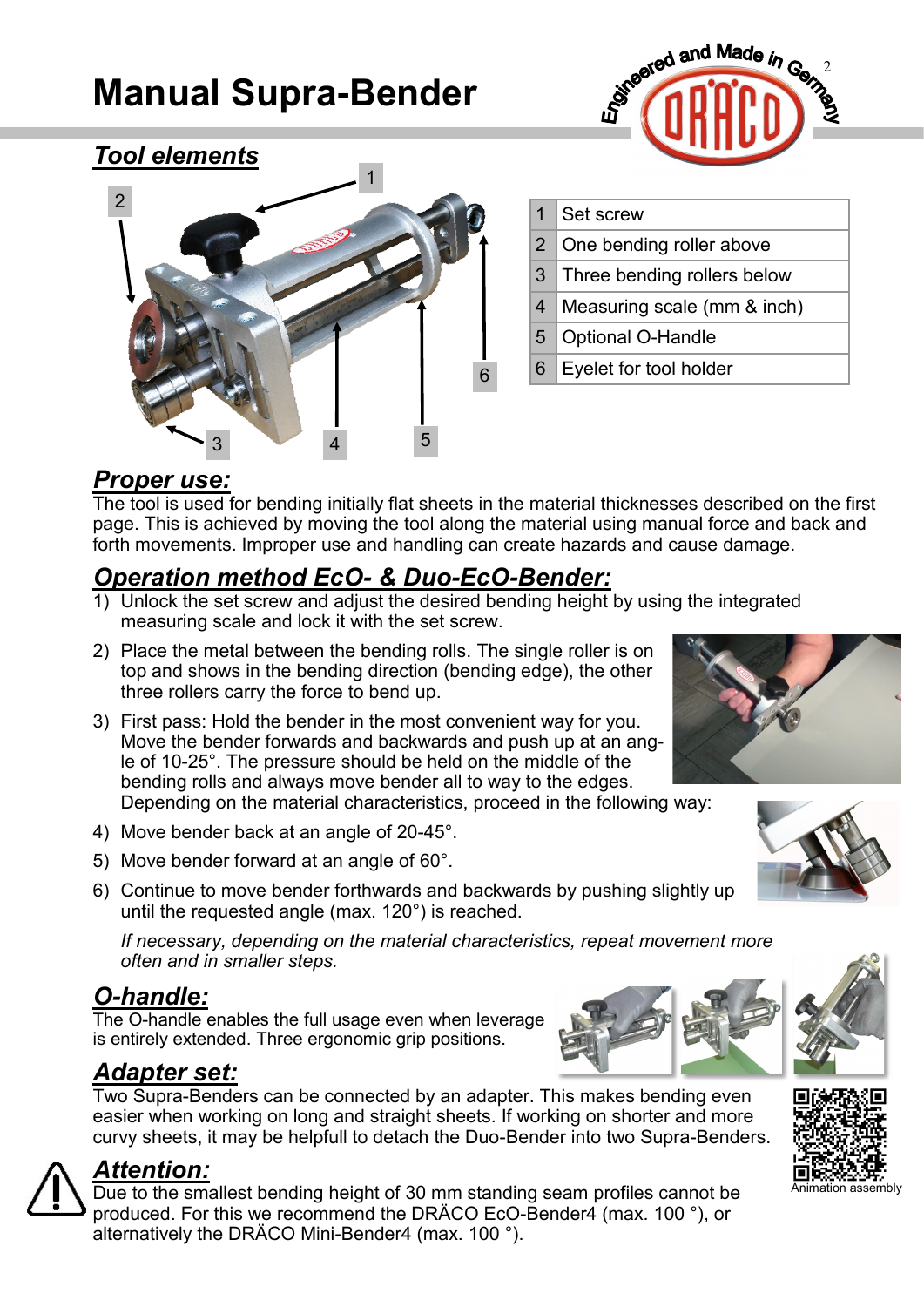# Manual Supra-Bender

## Tool elements

| | |
|---|---|
| 1 | Set screw |
| 2 | One bending roller above |
| 3 | Three bending rollers below |
| 4 | Measuring scale (mm & inch) |
| 5 | Optional O-Handle |
| 6 | Eyelet for tool holder |

## Proper use:

The tool is used for bending initially flat sheets in the material thicknesses described on the first page. This is achieved by moving the tool along the material using manual force and back and forth movements. Improper use and handling can create hazards and cause damage.

## Operation method EcO- & Duo-EcO-Bender:

1) Unlock the set screw and adjust the desired bending height by using the integrated measuring scale and lock it with the set screw.
2) Place the metal between the bending rolls. The single roller is on top and shows in the bending direction (bending edge), the other three rollers carry the force to bend up.
3) First pass: Hold the bender in the most convenient way for you. Move the bender forwards and backwards and push up at an angle of 10-25°. The pressure should be held on the middle of the bending rolls and always move bender all to way to the edges. Depending on the material characteristics, proceed in the following way:
4) Move bender back at an angle of 20-45°.
5) Move bender forward at an angle of 60°.
6) Continue to move bender forthwards and backwards by pushing slightly up until the requested angle (max. 120°) is reached.

*If necessary, depending on the material characteristics, repeat movement more often and in smaller steps.*

## O-handle:

The O-handle enables the full usage even when leverage is entirely extended. Three ergonomic grip positions.

## Adapter set:

Two Supra-Benders can be connected by an adapter. This makes bending even easier when working on long and straight sheets. If working on shorter and more curvy sheets, it may be helpfull to detach the Duo-Bender into two Supra-Benders.

Animation assembly

## Attention:

Due to the smallest bending height of 30 mm standing seam profiles cannot be produced. For this we recommend the DRÄCO EcO-Bender4 (max. 100 °), or alternatively the DRÄCO Mini-Bender4 (max. 100 °).